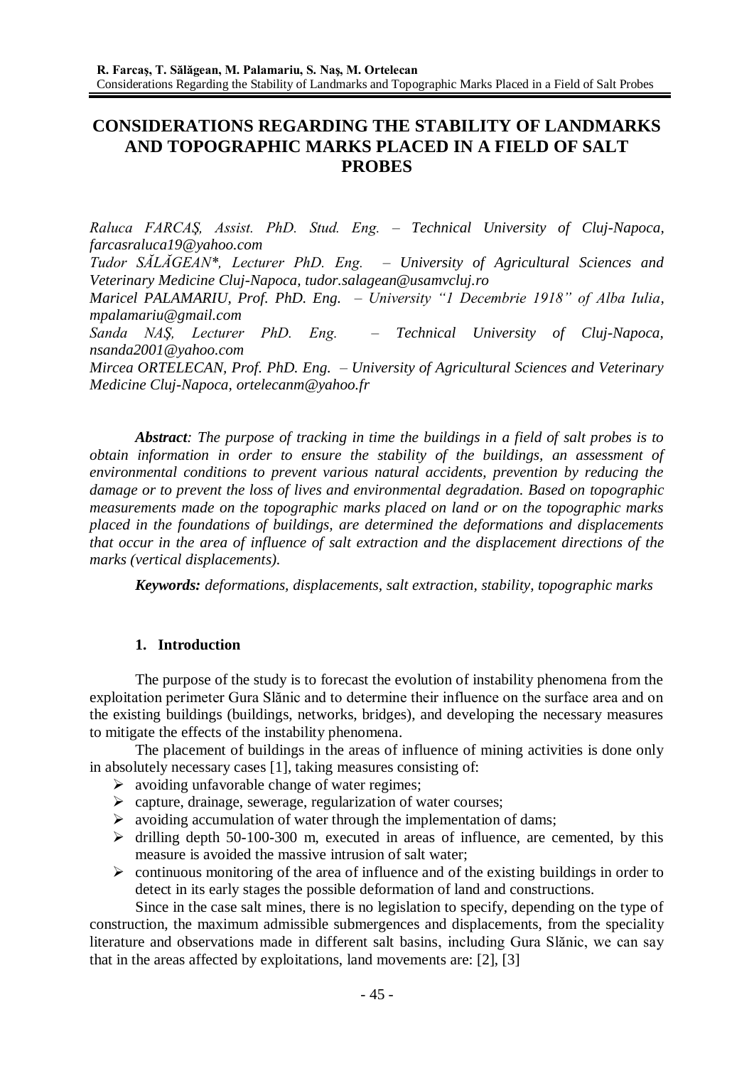# CONSIDERATIONS REGARDING THE STABILITY OF LANDMARKS AND TOPOGRAPHIC MARKS PLACED IN A FIELD OF SALT PROBES

*Raluca FARCAŞ, Assist. PhD. Stud. Eng. – Technical University of Cluj-Napoca, farcasraluca19@yahoo.com*

*Tudor SĂLĂGEAN\*, Lecturer PhD. Eng. – University of Agricultural Sciences and Veterinary Medicine Cluj-Napoca, tudor.salagean@usamvcluj.ro*

*Maricel PALAMARIU, Prof. PhD. Eng. – University "1 Decembrie 1918" of Alba Iulia, mpalamariu@gmail.com*

*Sanda NAŞ, Lecturer PhD. Eng. – Technical University of Cluj-Napoca, nsanda2001@yahoo.com*

*Mircea ORTELECAN, Prof. PhD. Eng. – University of Agricultural Sciences and Veterinary Medicine Cluj-Napoca, ortelecanm@yahoo.fr*

***Abstract**: The purpose of tracking in time the buildings in a field of salt probes is to obtain information in order to ensure the stability of the buildings, an assessment of environmental conditions to prevent various natural accidents, prevention by reducing the damage or to prevent the loss of lives and environmental degradation. Based on topographic measurements made on the topographic marks placed on land or on the topographic marks placed in the foundations of buildings, are determined the deformations and displacements that occur in the area of influence of salt extraction and the displacement directions of the marks (vertical displacements).*

***Keywords:** deformations, displacements, salt extraction, stability, topographic marks*

## 1. Introduction

The purpose of the study is to forecast the evolution of instability phenomena from the exploitation perimeter Gura Slănic and to determine their influence on the surface area and on the existing buildings (buildings, networks, bridges), and developing the necessary measures to mitigate the effects of the instability phenomena.

The placement of buildings in the areas of influence of mining activities is done only in absolutely necessary cases [1], taking measures consisting of:

- avoiding unfavorable change of water regimes;
- capture, drainage, sewerage, regularization of water courses;
- avoiding accumulation of water through the implementation of dams;
- drilling depth 50-100-300 m, executed in areas of influence, are cemented, by this measure is avoided the massive intrusion of salt water;
- continuous monitoring of the area of influence and of the existing buildings in order to detect in its early stages the possible deformation of land and constructions.

Since in the case salt mines, there is no legislation to specify, depending on the type of construction, the maximum admissible submergences and displacements, from the speciality literature and observations made in different salt basins, including Gura Slănic, we can say that in the areas affected by exploitations, land movements are: [2], [3]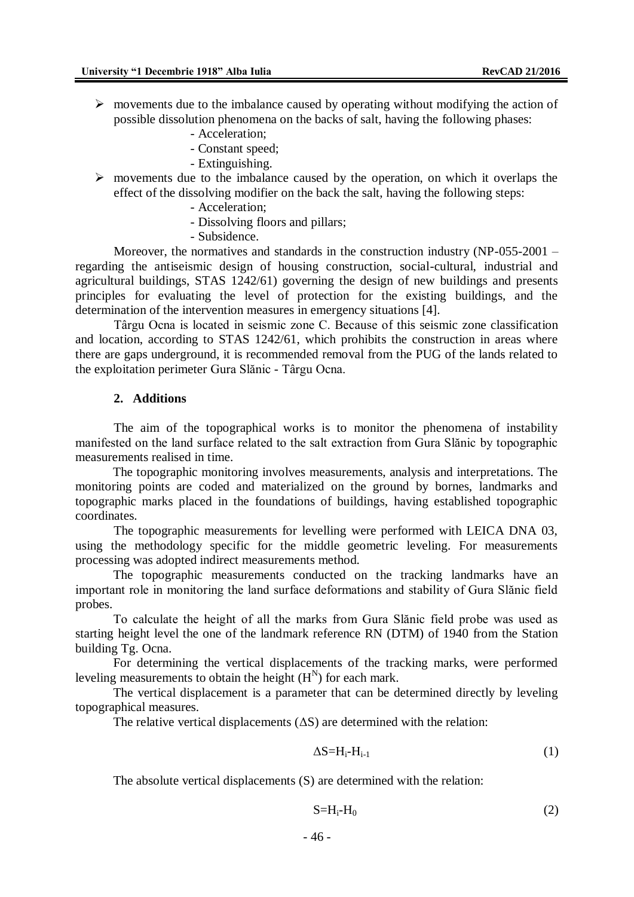- movements due to the imbalance caused by operating without modifying the action of possible dissolution phenomena on the backs of salt, having the following phases:
  - Acceleration;
  - Constant speed;
  - Extinguishing.
- movements due to the imbalance caused by the operation, on which it overlaps the effect of the dissolving modifier on the back the salt, having the following steps:
  - Acceleration;
  - Dissolving floors and pillars;
  - Subsidence.

Moreover, the normatives and standards in the construction industry (NP-055-2001 – regarding the antiseismic design of housing construction, social-cultural, industrial and agricultural buildings, STAS 1242/61) governing the design of new buildings and presents principles for evaluating the level of protection for the existing buildings, and the determination of the intervention measures in emergency situations [4].

Târgu Ocna is located in seismic zone C. Because of this seismic zone classification and location, according to STAS 1242/61, which prohibits the construction in areas where there are gaps underground, it is recommended removal from the PUG of the lands related to the exploitation perimeter Gura Slănic - Târgu Ocna.

## 2. Additions

The aim of the topographical works is to monitor the phenomena of instability manifested on the land surface related to the salt extraction from Gura Slănic by topographic measurements realised in time.

The topographic monitoring involves measurements, analysis and interpretations. The monitoring points are coded and materialized on the ground by bornes, landmarks and topographic marks placed in the foundations of buildings, having established topographic coordinates.

The topographic measurements for levelling were performed with LEICA DNA 03, using the methodology specific for the middle geometric leveling. For measurements processing was adopted indirect measurements method.

The topographic measurements conducted on the tracking landmarks have an important role in monitoring the land surface deformations and stability of Gura Slănic field probes.

To calculate the height of all the marks from Gura Slănic field probe was used as starting height level the one of the landmark reference RN (DTM) of 1940 from the Station building Tg. Ocna.

For determining the vertical displacements of the tracking marks, were performed leveling measurements to obtain the height ($H^N$) for each mark.

The vertical displacement is a parameter that can be determined directly by leveling topographical measures.

The relative vertical displacements ($\Delta S$) are determined with the relation:

$$\Delta S = H_i - H_{i-1} \tag{1}$$

The absolute vertical displacements (S) are determined with the relation:

$$S = H_i - H_0 \tag{2}$$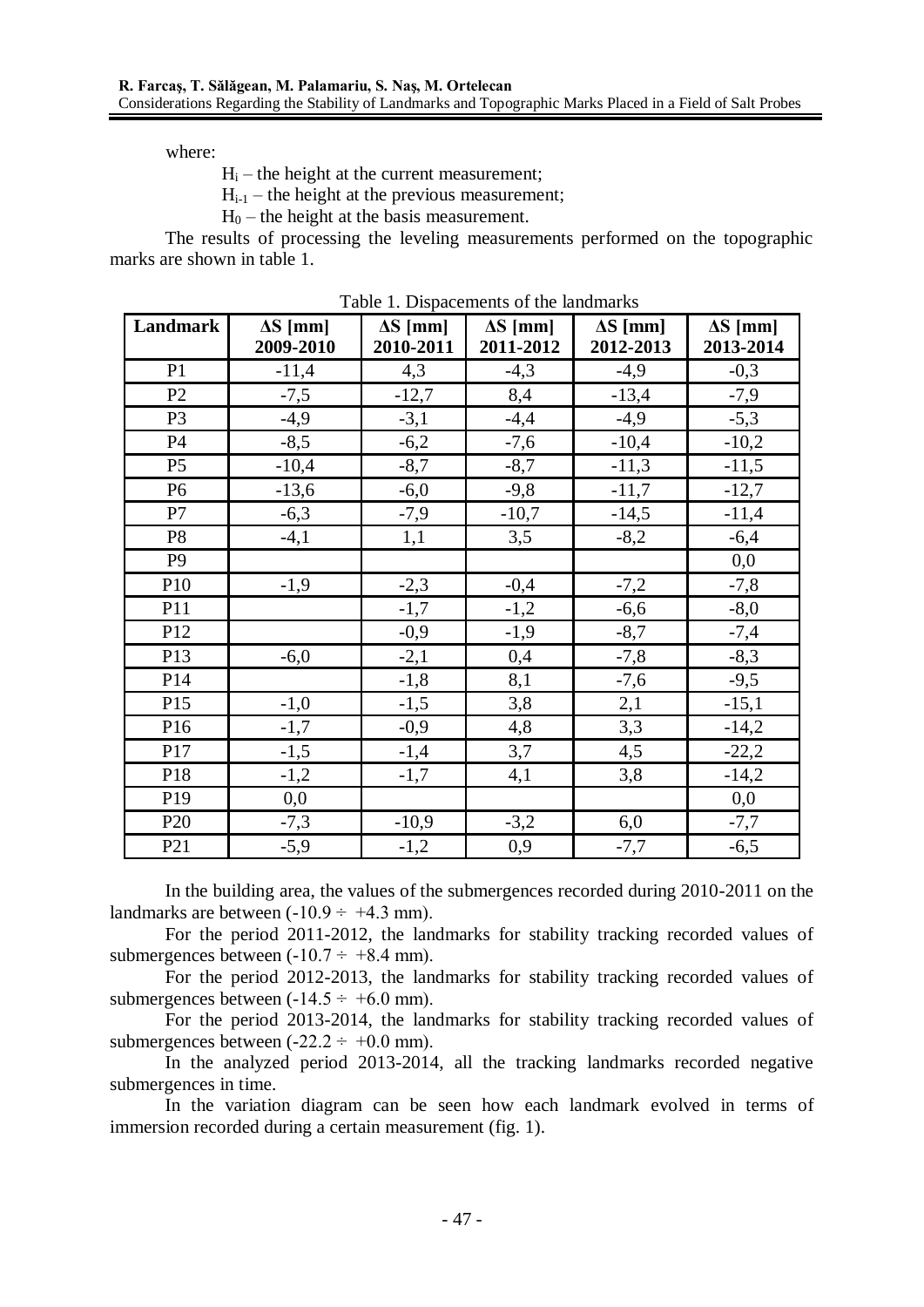where:

$H_i$ – the height at the current measurement;

$H_{i-1}$ – the height at the previous measurement;

$H_0$ – the height at the basis measurement.

The results of processing the leveling measurements performed on the topographic marks are shown in table 1.

Table 1. Dispacements of the landmarks

| Landmark | ΔS [mm] 2009-2010 | ΔS [mm] 2010-2011 | ΔS [mm] 2011-2012 | ΔS [mm] 2012-2013 | ΔS [mm] 2013-2014 |
|---|---|---|---|---|---|
| P1 | -11,4 | 4,3 | -4,3 | -4,9 | -0,3 |
| P2 | -7,5 | -12,7 | 8,4 | -13,4 | -7,9 |
| P3 | -4,9 | -3,1 | -4,4 | -4,9 | -5,3 |
| P4 | -8,5 | -6,2 | -7,6 | -10,4 | -10,2 |
| P5 | -10,4 | -8,7 | -8,7 | -11,3 | -11,5 |
| P6 | -13,6 | -6,0 | -9,8 | -11,7 | -12,7 |
| P7 | -6,3 | -7,9 | -10,7 | -14,5 | -11,4 |
| P8 | -4,1 | 1,1 | 3,5 | -8,2 | -6,4 |
| P9 | | | | | 0,0 |
| P10 | -1,9 | -2,3 | -0,4 | -7,2 | -7,8 |
| P11 | | -1,7 | -1,2 | -6,6 | -8,0 |
| P12 | | -0,9 | -1,9 | -8,7 | -7,4 |
| P13 | -6,0 | -2,1 | 0,4 | -7,8 | -8,3 |
| P14 | | -1,8 | 8,1 | -7,6 | -9,5 |
| P15 | -1,0 | -1,5 | 3,8 | 2,1 | -15,1 |
| P16 | -1,7 | -0,9 | 4,8 | 3,3 | -14,2 |
| P17 | -1,5 | -1,4 | 3,7 | 4,5 | -22,2 |
| P18 | -1,2 | -1,7 | 4,1 | 3,8 | -14,2 |
| P19 | 0,0 | | | | 0,0 |
| P20 | -7,3 | -10,9 | -3,2 | 6,0 | -7,7 |
| P21 | -5,9 | -1,2 | 0,9 | -7,7 | -6,5 |

In the building area, the values of the submergences recorded during 2010-2011 on the landmarks are between (-10.9 ÷ +4.3 mm).

For the period 2011-2012, the landmarks for stability tracking recorded values of submergences between (-10.7 ÷ +8.4 mm).

For the period 2012-2013, the landmarks for stability tracking recorded values of submergences between (-14.5 ÷ +6.0 mm).

For the period 2013-2014, the landmarks for stability tracking recorded values of submergences between (-22.2 ÷ +0.0 mm).

In the analyzed period 2013-2014, all the tracking landmarks recorded negative submergences in time.

In the variation diagram can be seen how each landmark evolved in terms of immersion recorded during a certain measurement (fig. 1).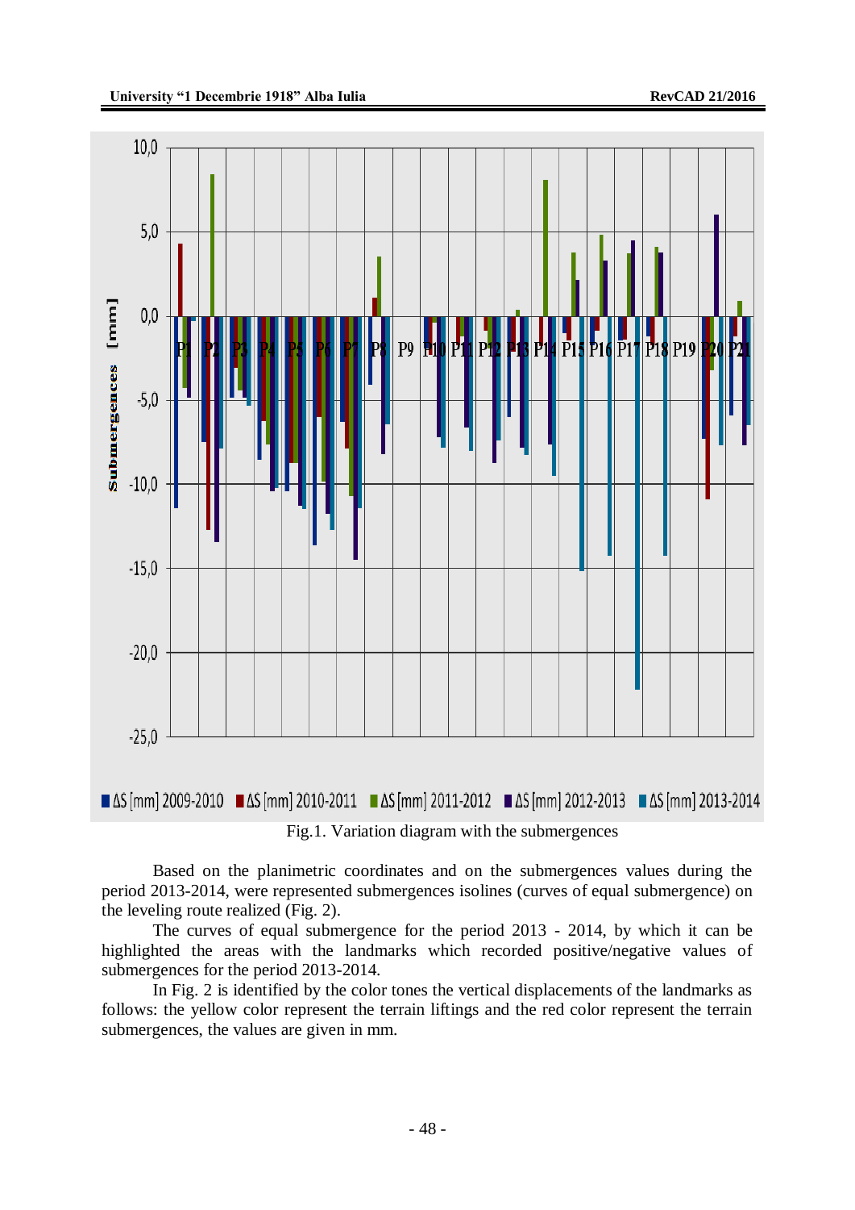Fig.1. Variation diagram with the submergences

Based on the planimetric coordinates and on the submergences values during the period 2013-2014, were represented submergences isolines (curves of equal submergence) on the leveling route realized (Fig. 2).

The curves of equal submergence for the period 2013 - 2014, by which it can be highlighted the areas with the landmarks which recorded positive/negative values of submergences for the period 2013-2014.

In Fig. 2 is identified by the color tones the vertical displacements of the landmarks as follows: the yellow color represent the terrain liftings and the red color represent the terrain submergences, the values are given in mm.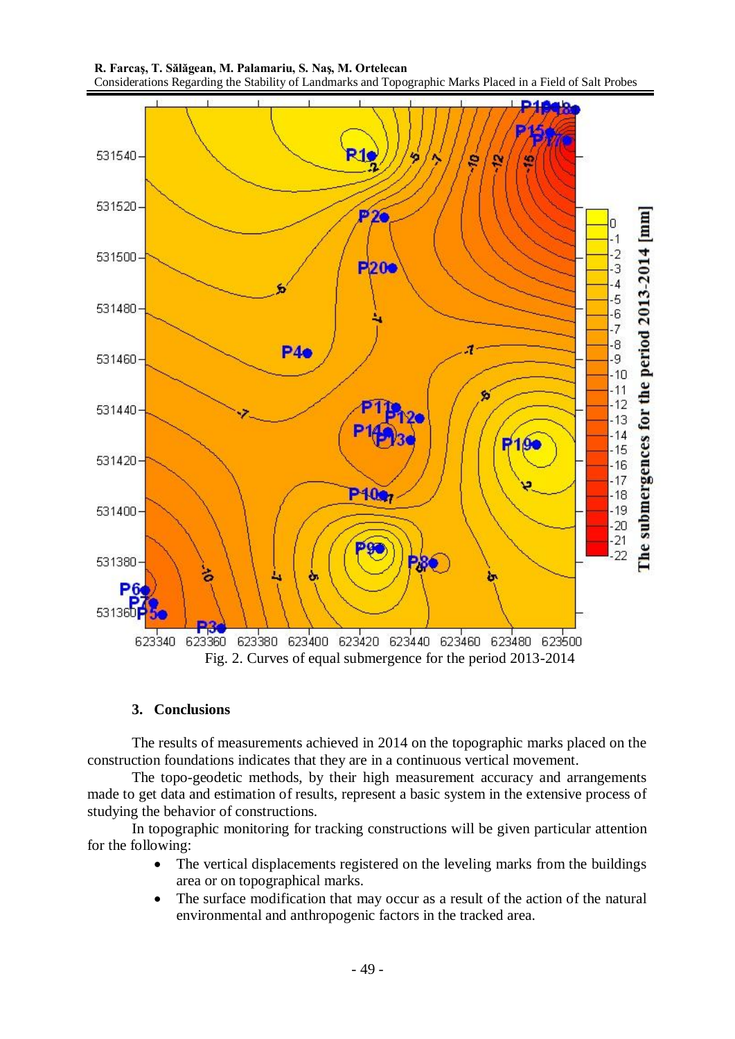Fig. 2. Curves of equal submergence for the period 2013-2014

## 3. Conclusions

The results of measurements achieved in 2014 on the topographic marks placed on the construction foundations indicates that they are in a continuous vertical movement.

The topo-geodetic methods, by their high measurement accuracy and arrangements made to get data and estimation of results, represent a basic system in the extensive process of studying the behavior of constructions.

In topographic monitoring for tracking constructions will be given particular attention for the following:

- The vertical displacements registered on the leveling marks from the buildings area or on topographical marks.
- The surface modification that may occur as a result of the action of the natural environmental and anthropogenic factors in the tracked area.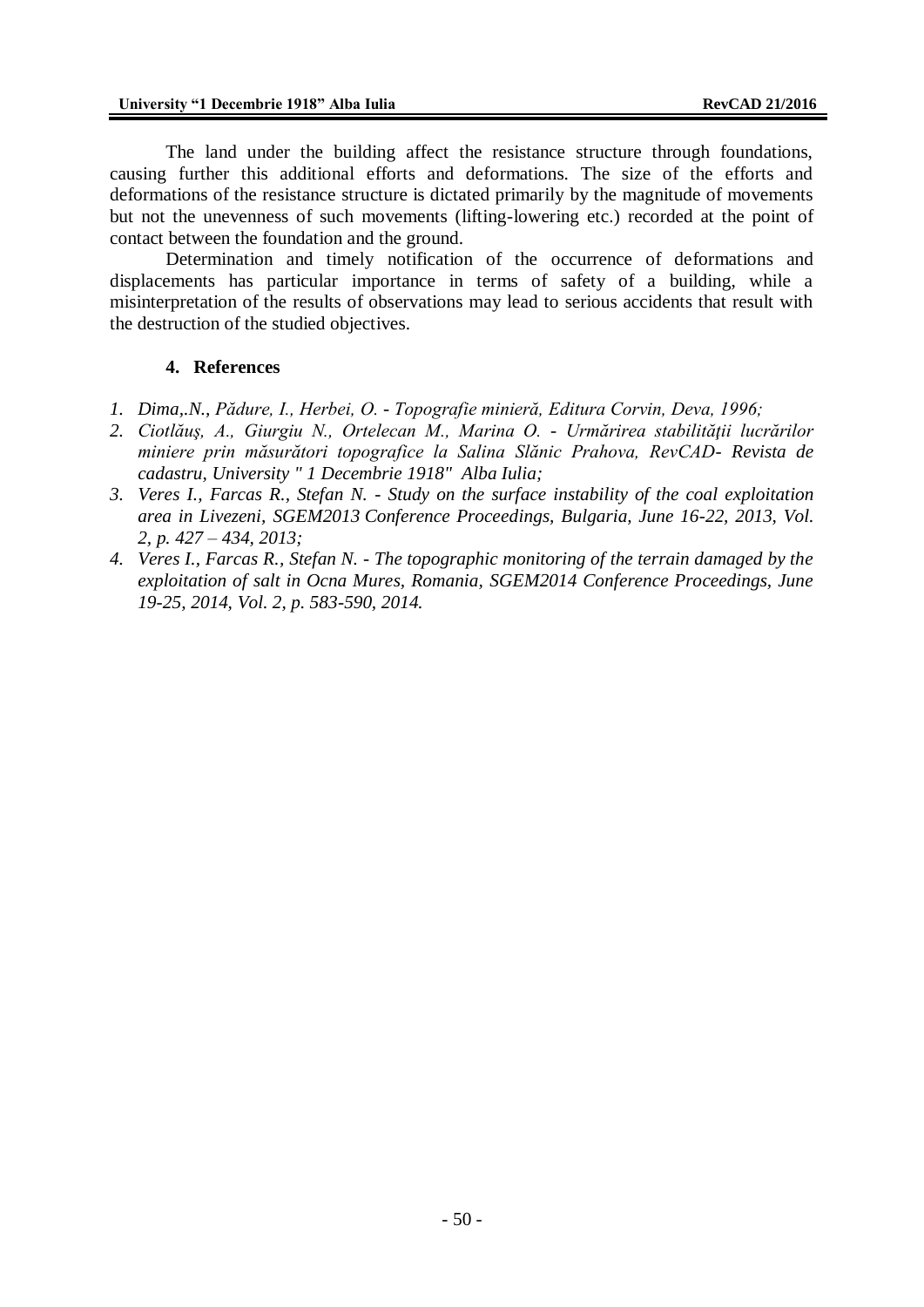The land under the building affect the resistance structure through foundations, causing further this additional efforts and deformations. The size of the efforts and deformations of the resistance structure is dictated primarily by the magnitude of movements but not the unevenness of such movements (lifting-lowering etc.) recorded at the point of contact between the foundation and the ground.

Determination and timely notification of the occurrence of deformations and displacements has particular importance in terms of safety of a building, while a misinterpretation of the results of observations may lead to serious accidents that result with the destruction of the studied objectives.

## 4. References

1. *Dima,.N., Pădure, I., Herbei, O. - Topografie minieră, Editura Corvin, Deva, 1996;*
2. *Ciotlăuş, A., Giurgiu N., Ortelecan M., Marina O. - Urmărirea stabilităţii lucrărilor miniere prin măsurători topografice la Salina Slănic Prahova, RevCAD- Revista de cadastru, University " 1 Decembrie 1918" Alba Iulia;*
3. *Veres I., Farcas R., Stefan N. - Study on the surface instability of the coal exploitation area in Livezeni, SGEM2013 Conference Proceedings, Bulgaria, June 16-22, 2013, Vol. 2, p. 427 – 434, 2013;*
4. *Veres I., Farcas R., Stefan N. - The topographic monitoring of the terrain damaged by the exploitation of salt in Ocna Mures, Romania, SGEM2014 Conference Proceedings, June 19-25, 2014, Vol. 2, p. 583-590, 2014.*